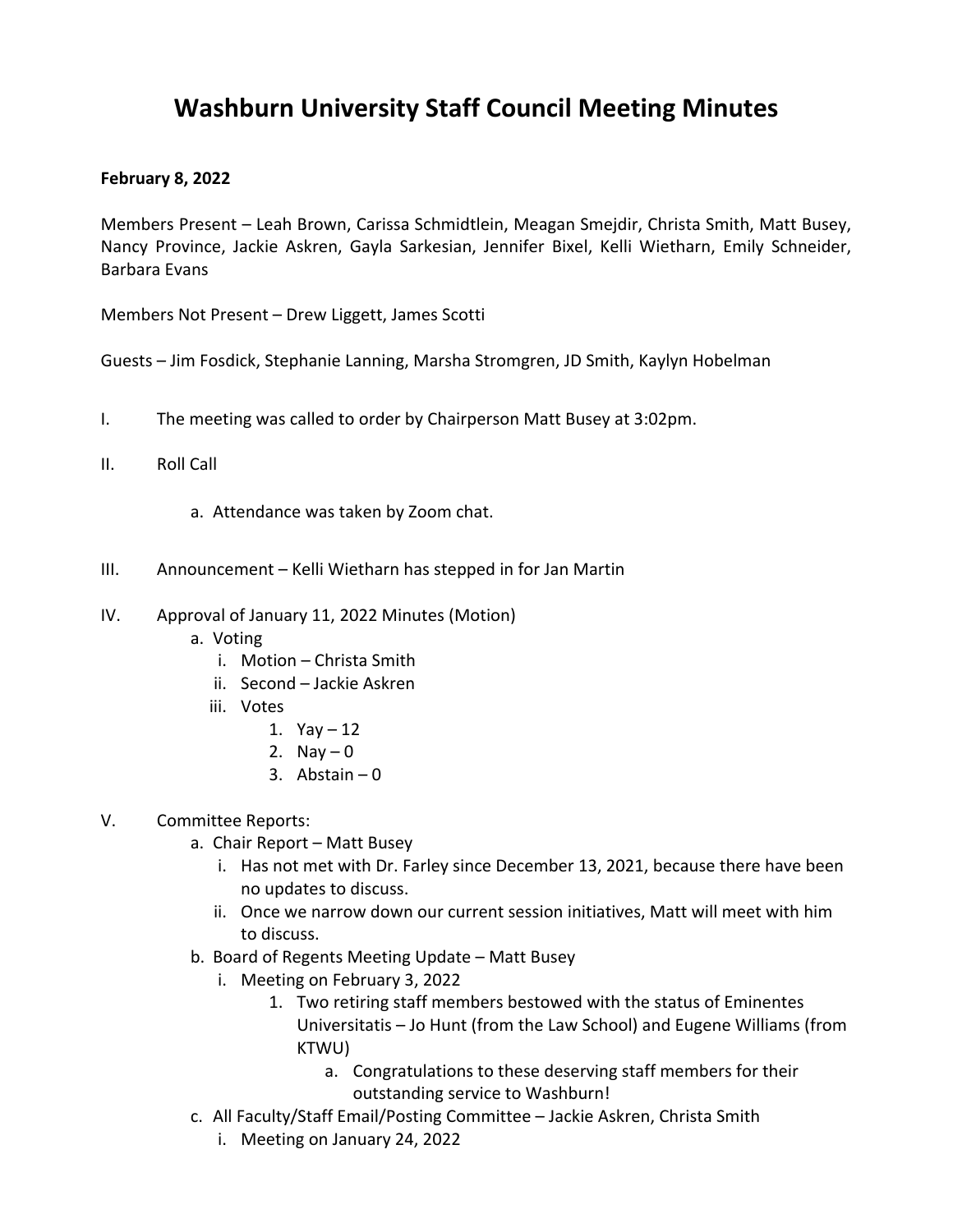# Washburn University Staff Council Meeting Minutes

**February 8, 2022**

Members Present – Leah Brown, Carissa Schmidtlein, Meagan Smejdir, Christa Smith, Matt Busey, Nancy Province, Jackie Askren, Gayla Sarkesian, Jennifer Bixel, Kelli Wietharn, Emily Schneider, Barbara Evans

Members Not Present – Drew Liggett, James Scotti

Guests – Jim Fosdick, Stephanie Lanning, Marsha Stromgren, JD Smith, Kaylyn Hobelman

I. The meeting was called to order by Chairperson Matt Busey at 3:02pm.

II. Roll Call

   a. Attendance was taken by Zoom chat.

III. Announcement – Kelli Wietharn has stepped in for Jan Martin

IV. Approval of January 11, 2022 Minutes (Motion)
   a. Voting
      i. Motion – Christa Smith
      ii. Second – Jackie Askren
      iii. Votes
         1. Yay – 12
         2. Nay – 0
         3. Abstain – 0

V. Committee Reports:
   a. Chair Report – Matt Busey
      i. Has not met with Dr. Farley since December 13, 2021, because there have been no updates to discuss.
      ii. Once we narrow down our current session initiatives, Matt will meet with him to discuss.
   b. Board of Regents Meeting Update – Matt Busey
      i. Meeting on February 3, 2022
         1. Two retiring staff members bestowed with the status of Eminentes Universitatis – Jo Hunt (from the Law School) and Eugene Williams (from KTWU)
            a. Congratulations to these deserving staff members for their outstanding service to Washburn!
   c. All Faculty/Staff Email/Posting Committee – Jackie Askren, Christa Smith
      i. Meeting on January 24, 2022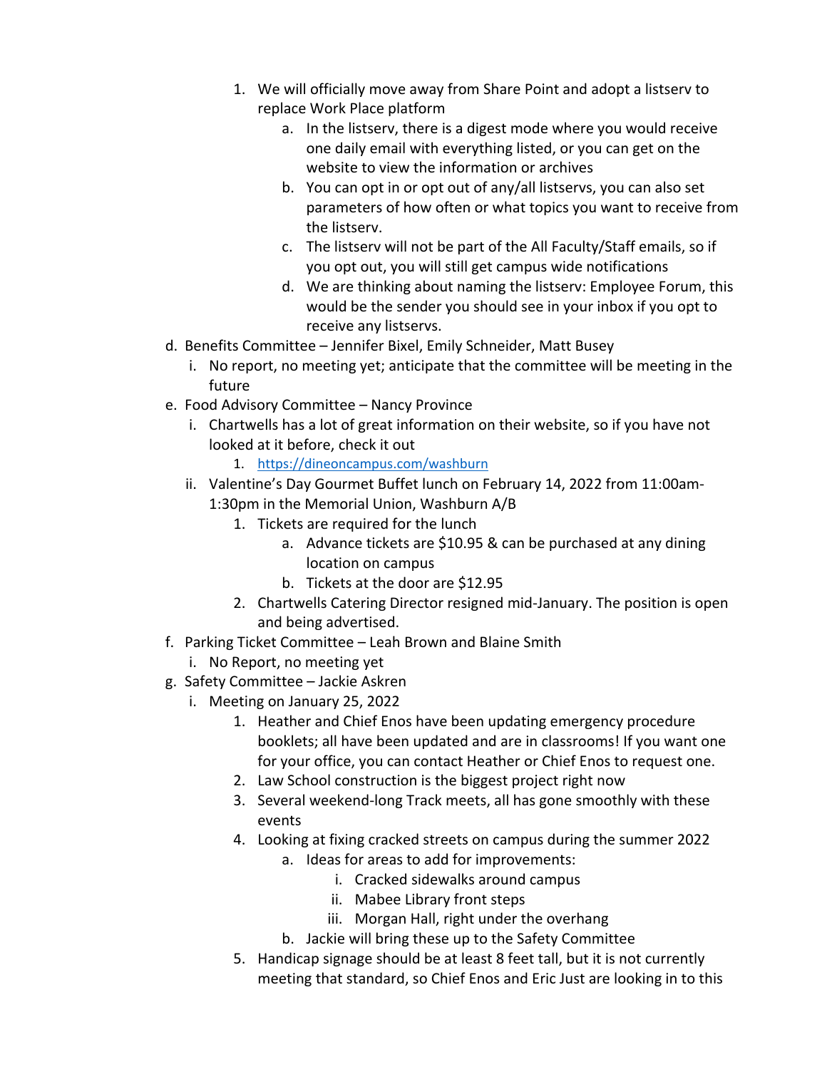1. We will officially move away from Share Point and adopt a listserv to replace Work Place platform
    a. In the listserv, there is a digest mode where you would receive one daily email with everything listed, or you can get on the website to view the information or archives
    b. You can opt in or opt out of any/all listservs, you can also set parameters of how often or what topics you want to receive from the listserv.
    c. The listserv will not be part of the All Faculty/Staff emails, so if you opt out, you will still get campus wide notifications
    d. We are thinking about naming the listserv: Employee Forum, this would be the sender you should see in your inbox if you opt to receive any listservs.

d. Benefits Committee – Jennifer Bixel, Emily Schneider, Matt Busey
  i. No report, no meeting yet; anticipate that the committee will be meeting in the future

e. Food Advisory Committee – Nancy Province
  i. Chartwells has a lot of great information on their website, so if you have not looked at it before, check it out
    1. https://dineoncampus.com/washburn
  ii. Valentine's Day Gourmet Buffet lunch on February 14, 2022 from 11:00am-1:30pm in the Memorial Union, Washburn A/B
    1. Tickets are required for the lunch
        a. Advance tickets are $10.95 & can be purchased at any dining location on campus
        b. Tickets at the door are $12.95
    2. Chartwells Catering Director resigned mid-January. The position is open and being advertised.

f. Parking Ticket Committee – Leah Brown and Blaine Smith
  i. No Report, no meeting yet

g. Safety Committee – Jackie Askren
  i. Meeting on January 25, 2022
    1. Heather and Chief Enos have been updating emergency procedure booklets; all have been updated and are in classrooms! If you want one for your office, you can contact Heather or Chief Enos to request one.
    2. Law School construction is the biggest project right now
    3. Several weekend-long Track meets, all has gone smoothly with these events
    4. Looking at fixing cracked streets on campus during the summer 2022
        a. Ideas for areas to add for improvements:
            i. Cracked sidewalks around campus
            ii. Mabee Library front steps
            iii. Morgan Hall, right under the overhang
        b. Jackie will bring these up to the Safety Committee
    5. Handicap signage should be at least 8 feet tall, but it is not currently meeting that standard, so Chief Enos and Eric Just are looking in to this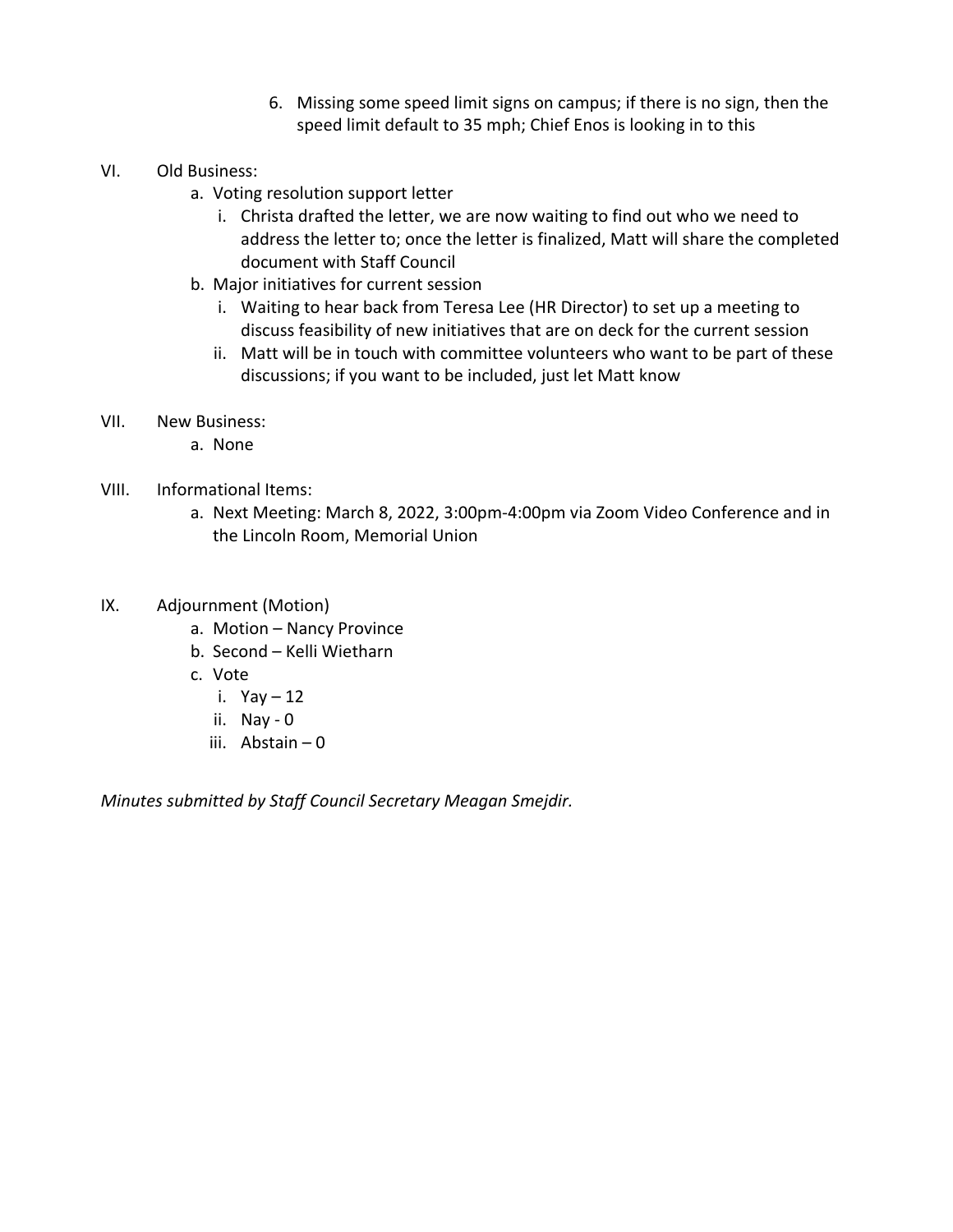6. Missing some speed limit signs on campus; if there is no sign, then the speed limit default to 35 mph; Chief Enos is looking in to this

VI. Old Business:

a. Voting resolution support letter
   i. Christa drafted the letter, we are now waiting to find out who we need to address the letter to; once the letter is finalized, Matt will share the completed document with Staff Council

b. Major initiatives for current session
   i. Waiting to hear back from Teresa Lee (HR Director) to set up a meeting to discuss feasibility of new initiatives that are on deck for the current session
   ii. Matt will be in touch with committee volunteers who want to be part of these discussions; if you want to be included, just let Matt know

VII. New Business:

a. None

VIII. Informational Items:

a. Next Meeting: March 8, 2022, 3:00pm-4:00pm via Zoom Video Conference and in the Lincoln Room, Memorial Union

IX. Adjournment (Motion)

a. Motion – Nancy Province
b. Second – Kelli Wietharn
c. Vote
   i. Yay – 12
   ii. Nay - 0
   iii. Abstain – 0

*Minutes submitted by Staff Council Secretary Meagan Smejdir.*